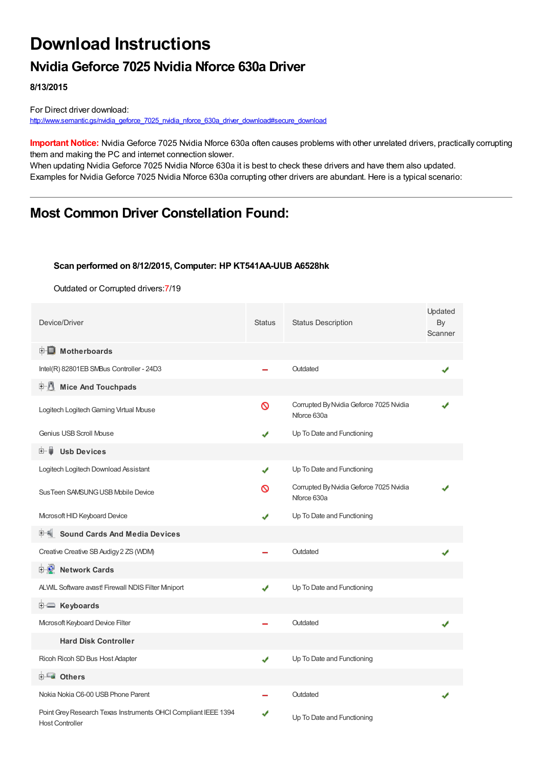# Download Instructions

## Nvidia Geforce 7025 Nvidia Nforce 630a Driver

**8/13/2015**

For Direct driver download:
http://www.semantic.gs/nvidia_geforce_7025_nvidia_nforce_630a_driver_download#secure_download

**Important Notice:** Nvidia Geforce 7025 Nvidia Nforce 630a often causes problems with other unrelated drivers, practically corrupting them and making the PC and internet connection slower.
When updating Nvidia Geforce 7025 Nvidia Nforce 630a it is best to check these drivers and have them also updated.
Examples for Nvidia Geforce 7025 Nvidia Nforce 630a corrupting other drivers are abundant. Here is a typical scenario:

---

## Most Common Driver Constellation Found:

**Scan performed on 8/12/2015, Computer: HP KT541AA-UUB A6528hk**

Outdated or Corrupted drivers:7/19

| Device/Driver | Status | Status Description | Updated By Scanner |
|---|---|---|---|
| **Motherboards** | | | |
| Intel(R) 82801EB SMBus Controller - 24D3 | – | Outdated | ✔ |
| **Mice And Touchpads** | | | |
| Logitech Logitech Gaming Virtual Mouse | ⊘ | Corrupted By Nvidia Geforce 7025 Nvidia Nforce 630a | ✔ |
| Genius USB Scroll Mouse | ✔ | Up To Date and Functioning | |
| **Usb Devices** | | | |
| Logitech Logitech Download Assistant | ✔ | Up To Date and Functioning | |
| SusTeen SAMSUNG USB Mobile Device | ⊘ | Corrupted By Nvidia Geforce 7025 Nvidia Nforce 630a | ✔ |
| Microsoft HID Keyboard Device | ✔ | Up To Date and Functioning | |
| **Sound Cards And Media Devices** | | | |
| Creative Creative SB Audigy 2 ZS (WDM) | – | Outdated | ✔ |
| **Network Cards** | | | |
| ALWIL Software avast! Firewall NDIS Filter Miniport | ✔ | Up To Date and Functioning | |
| **Keyboards** | | | |
| Microsoft Keyboard Device Filter | – | Outdated | ✔ |
| **Hard Disk Controller** | | | |
| Ricoh Ricoh SD Bus Host Adapter | ✔ | Up To Date and Functioning | |
| **Others** | | | |
| Nokia Nokia C6-00 USB Phone Parent | – | Outdated | ✔ |
| Point Grey Research Texas Instruments OHCI Compliant IEEE 1394 Host Controller | ✔ | Up To Date and Functioning | |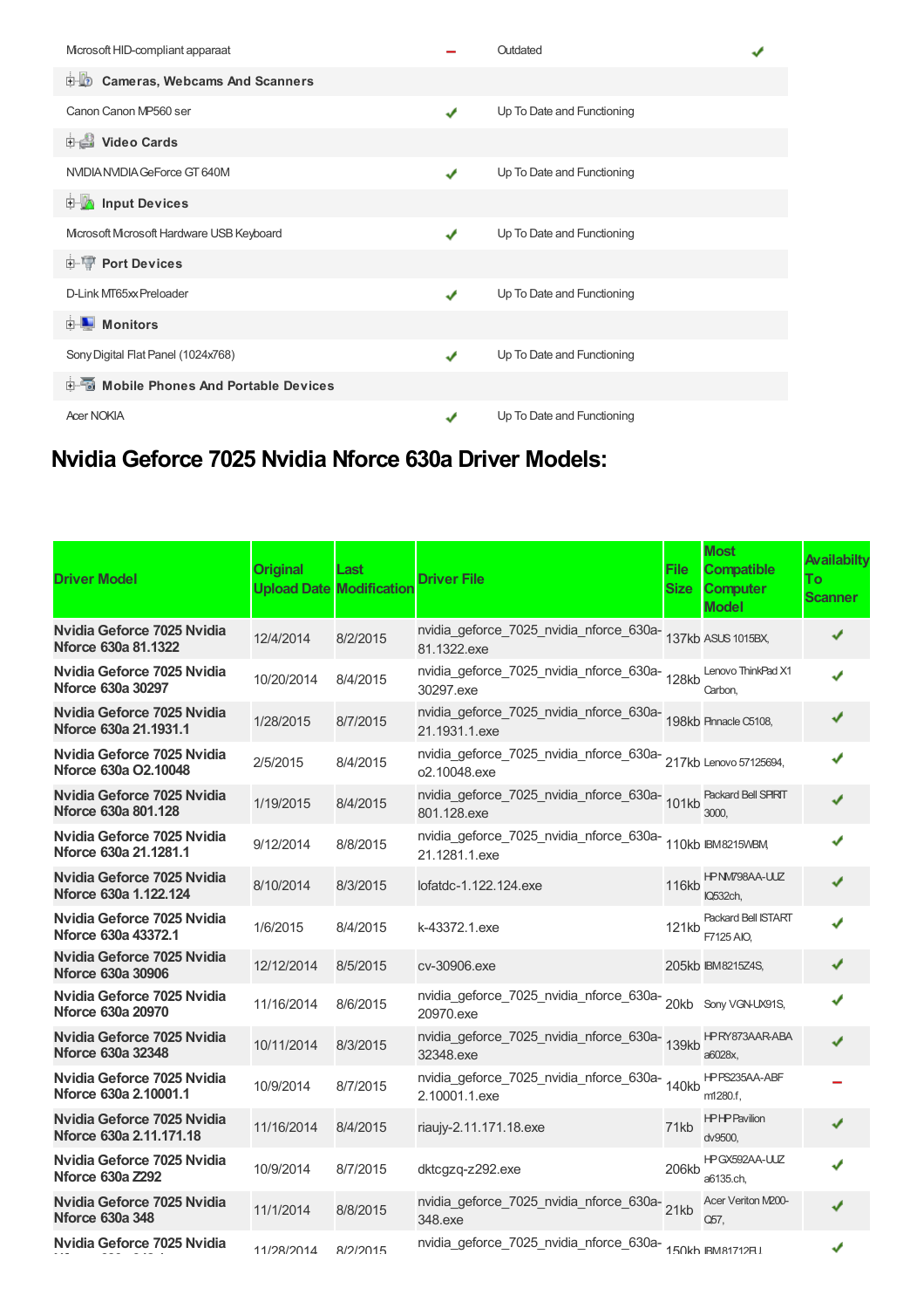| | | | |
|---|---|---|---|
| Microsoft HID-compliant apparaat | – | Outdated | ✔ |
| **Cameras, Webcams And Scanners** | | | |
| Canon Canon MP560 ser | ✔ | Up To Date and Functioning | |
| **Video Cards** | | | |
| NVIDIA NVIDIA GeForce GT 640M | ✔ | Up To Date and Functioning | |
| **Input Devices** | | | |
| Microsoft Microsoft Hardware USB Keyboard | ✔ | Up To Date and Functioning | |
| **Port Devices** | | | |
| D-Link MT65xx Preloader | ✔ | Up To Date and Functioning | |
| **Monitors** | | | |
| Sony Digital Flat Panel (1024x768) | ✔ | Up To Date and Functioning | |
| **Mobile Phones And Portable Devices** | | | |
| Acer NOKIA | ✔ | Up To Date and Functioning | |

## Nvidia Geforce 7025 Nvidia Nforce 630a Driver Models:

| Driver Model | Original Upload Date | Last Modification | Driver File | File Size | Most Compatible Computer Model | Availabilty To Scanner |
|---|---|---|---|---|---|---|
| **Nvidia Geforce 7025 Nvidia Nforce 630a 81.1322** | 12/4/2014 | 8/2/2015 | nvidia_geforce_7025_nvidia_nforce_630a-81.1322.exe | 137kb | ASUS 1015BX, | ✔ |
| **Nvidia Geforce 7025 Nvidia Nforce 630a 30297** | 10/20/2014 | 8/4/2015 | nvidia_geforce_7025_nvidia_nforce_630a-30297.exe | 128kb | Lenovo ThinkPad X1 Carbon, | ✔ |
| **Nvidia Geforce 7025 Nvidia Nforce 630a 21.1931.1** | 1/28/2015 | 8/7/2015 | nvidia_geforce_7025_nvidia_nforce_630a-21.1931.1.exe | 198kb | Pinnacle C5108, | ✔ |
| **Nvidia Geforce 7025 Nvidia Nforce 630a O2.10048** | 2/5/2015 | 8/4/2015 | nvidia_geforce_7025_nvidia_nforce_630a-o2.10048.exe | 217kb | Lenovo 57125694, | ✔ |
| **Nvidia Geforce 7025 Nvidia Nforce 630a 801.128** | 1/19/2015 | 8/4/2015 | nvidia_geforce_7025_nvidia_nforce_630a-801.128.exe | 101kb | Packard Bell SPIRIT 3000, | ✔ |
| **Nvidia Geforce 7025 Nvidia Nforce 630a 21.1281.1** | 9/12/2014 | 8/8/2015 | nvidia_geforce_7025_nvidia_nforce_630a-21.1281.1.exe | 110kb | IBM8215WBM, | ✔ |
| **Nvidia Geforce 7025 Nvidia Nforce 630a 1.122.124** | 8/10/2014 | 8/3/2015 | lofatdc-1.122.124.exe | 116kb | HP NM798AA-UUZ IQ532ch, | ✔ |
| **Nvidia Geforce 7025 Nvidia Nforce 630a 43372.1** | 1/6/2015 | 8/4/2015 | k-43372.1.exe | 121kb | Packard Bell ISTART F7125 AIO, | ✔ |
| **Nvidia Geforce 7025 Nvidia Nforce 630a 30906** | 12/12/2014 | 8/5/2015 | cv-30906.exe | 205kb | IBM8215Z4S, | ✔ |
| **Nvidia Geforce 7025 Nvidia Nforce 630a 20970** | 11/16/2014 | 8/6/2015 | nvidia_geforce_7025_nvidia_nforce_630a-20970.exe | 20kb | Sony VGN-UX91S, | ✔ |
| **Nvidia Geforce 7025 Nvidia Nforce 630a 32348** | 10/11/2014 | 8/3/2015 | nvidia_geforce_7025_nvidia_nforce_630a-32348.exe | 139kb | HP RY873AAR-ABA a6028x, | ✔ |
| **Nvidia Geforce 7025 Nvidia Nforce 630a 2.10001.1** | 10/9/2014 | 8/7/2015 | nvidia_geforce_7025_nvidia_nforce_630a-2.10001.1.exe | 140kb | HP PS235AA-ABF m1280.f, | – |
| **Nvidia Geforce 7025 Nvidia Nforce 630a 2.11.171.18** | 11/16/2014 | 8/4/2015 | riaujy-2.11.171.18.exe | 71kb | HP HP Pavilion dv9500, | ✔ |
| **Nvidia Geforce 7025 Nvidia Nforce 630a Z292** | 10/9/2014 | 8/7/2015 | dktcgzq-z292.exe | 206kb | HP GX592AA-UUZ a6135.ch, | ✔ |
| **Nvidia Geforce 7025 Nvidia Nforce 630a 348** | 11/1/2014 | 8/8/2015 | nvidia_geforce_7025_nvidia_nforce_630a-348.exe | 21kb | Acer Veriton M200-Q57, | ✔ |
| **Nvidia Geforce 7025 Nvidia** | 11/28/2014 | 8/2/2015 | nvidia_geforce_7025_nvidia_nforce_630a- | 150kb | IBM81712EU | ✔ |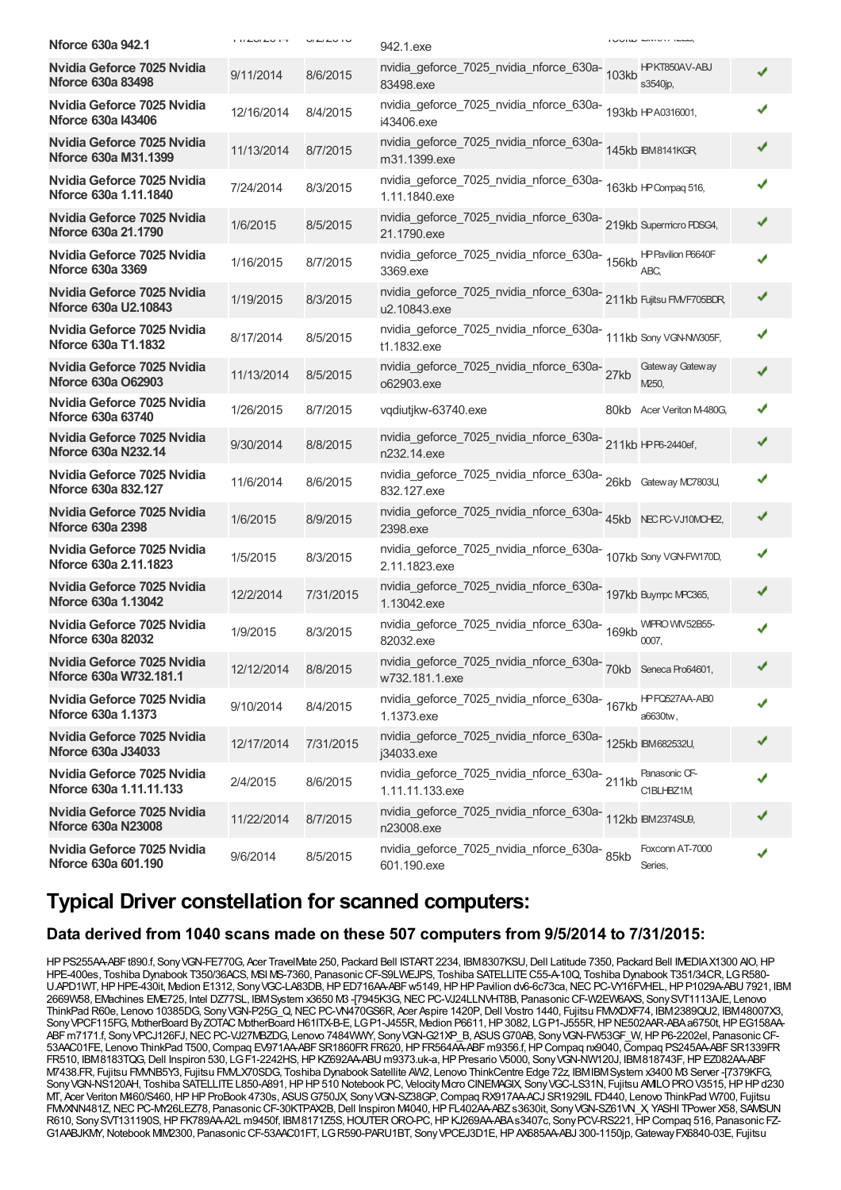| | | | | | | |
|---|---|---|---|---|---|---|
| Nforce 630a 942.1 | | | 942.1.exe | | | |
| Nvidia Geforce 7025 Nvidia Nforce 630a 83498 | 9/11/2014 | 8/6/2015 | nvidia_geforce_7025_nvidia_nforce_630a-83498.exe | 103kb | HP KT850AV-ABJ s3540jp, | ✔ |
| Nvidia Geforce 7025 Nvidia Nforce 630a I43406 | 12/16/2014 | 8/4/2015 | nvidia_geforce_7025_nvidia_nforce_630a-i43406.exe | 193kb | HP A0316001, | ✔ |
| Nvidia Geforce 7025 Nvidia Nforce 630a M31.1399 | 11/13/2014 | 8/7/2015 | nvidia_geforce_7025_nvidia_nforce_630a-m31.1399.exe | 145kb | IBM 8141KGR, | ✔ |
| Nvidia Geforce 7025 Nvidia Nforce 630a 1.11.1840 | 7/24/2014 | 8/3/2015 | nvidia_geforce_7025_nvidia_nforce_630a-1.11.1840.exe | 163kb | HP Compaq 516, | ✔ |
| Nvidia Geforce 7025 Nvidia Nforce 630a 21.1790 | 1/6/2015 | 8/5/2015 | nvidia_geforce_7025_nvidia_nforce_630a-21.1790.exe | 219kb | Supermicro PDSG4, | ✔ |
| Nvidia Geforce 7025 Nvidia Nforce 630a 3369 | 1/16/2015 | 8/7/2015 | nvidia_geforce_7025_nvidia_nforce_630a-3369.exe | 156kb | HP Pavilion P6640F ABC, | ✔ |
| Nvidia Geforce 7025 Nvidia Nforce 630a U2.10843 | 1/19/2015 | 8/3/2015 | nvidia_geforce_7025_nvidia_nforce_630a-u2.10843.exe | 211kb | Fujitsu FMVF705BDR, | ✔ |
| Nvidia Geforce 7025 Nvidia Nforce 630a T1.1832 | 8/17/2014 | 8/5/2015 | nvidia_geforce_7025_nvidia_nforce_630a-t1.1832.exe | 111kb | Sony VGN-NW305F, | ✔ |
| Nvidia Geforce 7025 Nvidia Nforce 630a O62903 | 11/13/2014 | 8/5/2015 | nvidia_geforce_7025_nvidia_nforce_630a-o62903.exe | 27kb | Gateway Gateway M250, | ✔ |
| Nvidia Geforce 7025 Nvidia Nforce 630a 63740 | 1/26/2015 | 8/7/2015 | vqdiutjkw-63740.exe | 80kb | Acer Veriton M-480G, | ✔ |
| Nvidia Geforce 7025 Nvidia Nforce 630a N232.14 | 9/30/2014 | 8/8/2015 | nvidia_geforce_7025_nvidia_nforce_630a-n232.14.exe | 211kb | HP P6-2440ef, | ✔ |
| Nvidia Geforce 7025 Nvidia Nforce 630a 832.127 | 11/6/2014 | 8/6/2015 | nvidia_geforce_7025_nvidia_nforce_630a-832.127.exe | 26kb | Gateway MC7803U, | ✔ |
| Nvidia Geforce 7025 Nvidia Nforce 630a 2398 | 1/6/2015 | 8/9/2015 | nvidia_geforce_7025_nvidia_nforce_630a-2398.exe | 45kb | NEC PC-VJ10MCHE2, | ✔ |
| Nvidia Geforce 7025 Nvidia Nforce 630a 2.11.1823 | 1/5/2015 | 8/3/2015 | nvidia_geforce_7025_nvidia_nforce_630a-2.11.1823.exe | 107kb | Sony VGN-FW170D, | ✔ |
| Nvidia Geforce 7025 Nvidia Nforce 630a 1.13042 | 12/2/2014 | 7/31/2015 | nvidia_geforce_7025_nvidia_nforce_630a-1.13042.exe | 197kb | Buympc MPC365, | ✔ |
| Nvidia Geforce 7025 Nvidia Nforce 630a 82032 | 1/9/2015 | 8/3/2015 | nvidia_geforce_7025_nvidia_nforce_630a-82032.exe | 169kb | WIPRO WIV52B55-0007, | ✔ |
| Nvidia Geforce 7025 Nvidia Nforce 630a W732.181.1 | 12/12/2014 | 8/8/2015 | nvidia_geforce_7025_nvidia_nforce_630a-w732.181.1.exe | 70kb | Seneca Pro64601, | ✔ |
| Nvidia Geforce 7025 Nvidia Nforce 630a 1.1373 | 9/10/2014 | 8/4/2015 | nvidia_geforce_7025_nvidia_nforce_630a-1.1373.exe | 167kb | HP FQ527AA-AB0 a6630tw, | ✔ |
| Nvidia Geforce 7025 Nvidia Nforce 630a J34033 | 12/17/2014 | 7/31/2015 | nvidia_geforce_7025_nvidia_nforce_630a-j34033.exe | 125kb | IBM 682532U, | ✔ |
| Nvidia Geforce 7025 Nvidia Nforce 630a 1.11.11.133 | 2/4/2015 | 8/6/2015 | nvidia_geforce_7025_nvidia_nforce_630a-1.11.11.133.exe | 211kb | Panasonic CF-C1BLHBZ1M, | ✔ |
| Nvidia Geforce 7025 Nvidia Nforce 630a N23008 | 11/22/2014 | 8/7/2015 | nvidia_geforce_7025_nvidia_nforce_630a-n23008.exe | 112kb | IBM 2374SU9, | ✔ |
| Nvidia Geforce 7025 Nvidia Nforce 630a 601.190 | 9/6/2014 | 8/5/2015 | nvidia_geforce_7025_nvidia_nforce_630a-601.190.exe | 85kb | Foxconn AT-7000 Series, | ✔ |

## Typical Driver constellation for scanned computers:

### Data derived from 1040 scans made on these 507 computers from 9/5/2014 to 7/31/2015:

HP PS255AA-ABF t890.f, Sony VGN-FE770G, Acer TravelMate 250, Packard Bell ISTART 2234, IBM 8307KSU, Dell Latitude 7350, Packard Bell IMEDIA X1300 AIO, HP HPE-400es, Toshiba Dynabook T350/36ACS, MSI MS-7360, Panasonic CF-S9LWEJPS, Toshiba SATELLITE C55-A-10Q, Toshiba Dynabook T351/34CR, LG R580-U.APD1WT, HP HPE-430it, Medion E1312, Sony VGC-LA83DB, HP ED716AA-ABF w5149, HP HP Pavilion dv6-6c73ca, NEC PC-VY16FVHEL, HP P1029A-ABU 7921, IBM 2669W58, EMachines EME725, Intel DZ77SL, IBM System x3650 M3 -[7945K3G, NEC PC-VJ24LLNVHT8B, Panasonic CF-W2EW6AXS, Sony SVT1113AJE, Lenovo ThinkPad R60e, Lenovo 10385DG, Sony VGN-P25G_Q, NEC PC-VN470GS6R, Acer Aspire 1420P, Dell Vostro 1440, Fujitsu FMVXDXF74, IBM 2389QU2, IBM 48007X3, Sony VPCF115FG, MotherBoard By ZOTAC MotherBoard H61ITX-B-E, LG P1-J455R, Medion P6611, HP 3082, LG P1-J555R, HP NE502AAR-ABA a6750t, HP EG158AA-ABF m7171.f, Sony VPCJ126FJ, NEC PC-VJ27MBZDG, Lenovo 7484WWY, Sony VGN-G21XP_B, ASUS G70AB, Sony VGN-FW53GF_W, HP P6-2202el, Panasonic CF-53AAC01FE, Lenovo ThinkPad T500, Compaq EV971AA-ABF SR1860FR FR620, HP FR564AA-ABF m9356.f, HP Compaq nx9040, Compaq PS245AA-ABF SR1339FR FR510, IBM 8183TQG, Dell Inspiron 530, LG F1-2242HS, HP KZ692AA-ABU m9373.uk-a, HP Presario V5000, Sony VGN-NW120J, IBM 818743F, HP EZ082AA-ABF M7438.FR, Fujitsu FMVNB5Y3, Fujitsu FMVLX70SDG, Toshiba Dynabook Satellite AW2, Lenovo ThinkCentre Edge 72z, IBM IBM System x3400 M3 Server -[7379KFG, Sony VGN-NS120AH, Toshiba SATELLITE L850-A891, HP HP 510 Notebook PC, Velocity Micro CINEMAGIX, Sony VGC-LS31N, Fujitsu AMILO PRO V3515, HP HP d230 MT, Acer Veriton M460/S460, HP HP ProBook 4730s, ASUS G750JX, Sony VGN-SZ38GP, Compaq RX917AA-ACJ SR1929IL FD440, Lenovo ThinkPad W700, Fujitsu FMVXNN481Z, NEC PC-MY26LEZ78, Panasonic CF-30KTPAX2B, Dell Inspiron M4040, HP FL402AA-ABZ s3630it, Sony VGN-SZ61VN_X, YASHI TPower X58, SAMSUN R610, Sony SVT131190S, HP FK789AA-A2L m9450f, IBM 8171Z5S, HOUTER ORO-PC, HP KJ269AA-ABA s3407c, Sony PCV-RS221, HP Compaq 516, Panasonic FZ-G1AABJKMY, Notebook MIM2300, Panasonic CF-53AAC01FT, LG R590-PARU1BT, Sony VPCEJ3D1E, HP AX685AA-ABJ 300-1150jp, Gateway FX6840-03E, Fujitsu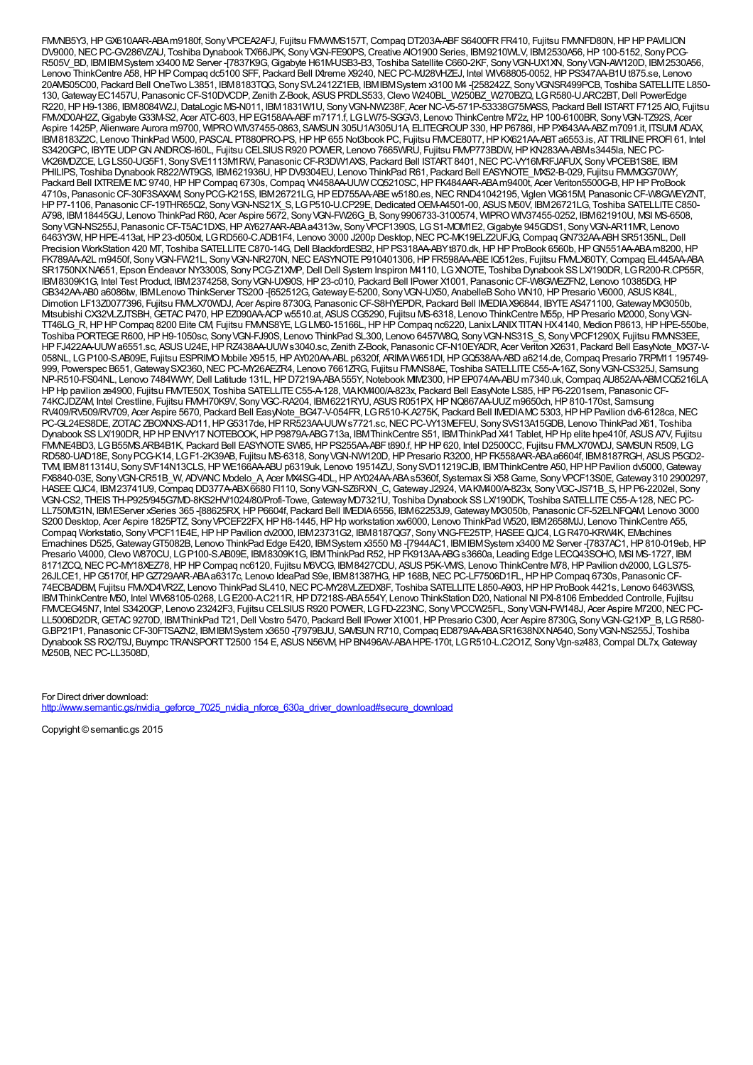FMVNB5Y3, HP GX610AAR-ABA m9180f, Sony VPCEA2AFJ, Fujitsu FMVWMS157T, Compaq DT203A-ABF S6400FR FR410, Fujitsu FMVNFD80N, HP HP PAVILION DV9000, NEC PC-GV286VZAU, Toshiba Dynabook TX/66JPK, Sony VGN-FE90PS, Creative AIO1900 Series, IBM 9210WLV, IBM 2530A56, HP 100-5152, Sony PCG-R505V_BD, IBM IBM System x3400 M2 Server -[7837K9G, Gigabyte H61M-USB3-B3, Toshiba Satellite C660-2KF, Sony VGN-UX1XN, Sony VGN-AW120D, IBM 2530A56, Lenovo ThinkCentre A58, HP HP Compaq dc5100 SFF, Packard Bell IXtreme X9240, NEC PC-MJ28VHZEJ, Intel WIV68805-0052, HP PS347AA-B1U t875.se, Lenovo 20AMS05C00, Packard Bell OneTwo L3851, IBM 8183TQG, Sony SVL2412Z1EB, IBM IBM System x3100 M4 -[258242Z, Sony VGNSR499PCB, Toshiba SATELLITE L850-130, Gateway EC1457U, Panasonic CF-S10DVCDP, Zenith Z-Book, ASUS PRDLS533, Clevo W240BL_W250BZ_W270BZQ, LG R580-U.ARC2BT, Dell PowerEdge R220, HP H9-1386, IBM 8084W2J, DataLogic MS-N011, IBM 1831W1U, Sony VGN-NW238F, Acer NC-V5-571P-53338G75MASS, Packard Bell ISTART F7125 AIO, Fujitsu FMVXD0AH2Z, Gigabyte G33M-S2, Acer ATC-603, HP EG158AA-ABF m7171.f, LG LW75-SGGV3, Lenovo ThinkCentre M72z, HP 100-6100BR, Sony VGN-TZ92S, Acer Aspire 1425P, Alienware Aurora m9700, WIPRO WIV37455-0863, SAMSUN 305U1A/305U1A, ELITEGROUP 330, HP P6786l, HP PX643AA-ABZ m7091.it, ITSUMI ADAX, IBM 8183Z2C, Lenovo ThinkPad W500, PASCAL PT880PRO-PS, HP HP 655 Not3book PC, Fujitsu FMVCE80T7, HP KX621AA-ABT a6553.is, AT TRILINE PROFI 61, Intel S3420GPC, IBYTE UDP GN ANDROS-I60L, Fujitsu CELSIUS R920 POWER, Lenovo 7665WRU, Fujitsu FMVP773BDW, HP KN283AA-ABM s3445la, NEC PC-VK26MDZCE, LG LS50-UG5F1, Sony SVE1113M1RW, Panasonic CF-R3DW1AXS, Packard Bell ISTART 8401, NEC PC-VY16MRFJAFUX, Sony VPCEB1S8E, IBM PHILIPS, Toshiba Dynabook R822/WT9GS, IBM 621936U, HP DV9304EU, Lenovo ThinkPad R61, Packard Bell EASYNOTE_MX52-B-029, Fujitsu FMVMGG70WY, Packard Bell IXTREME MC 9740, HP HP Compaq 6730s, Compaq VN458AA-UUW CQ5210SC, HP FK484AAR-ABA m9400t, Acer Veriton5500G-B, HP HP ProBook 4710s, Panasonic CF-30F3SAXAM, Sony PCG-K215S, IBM 26721LG, HP ED755AA-ABE w5180.es, NEC RND41042195, Viglen VIG615M, Panasonic CF-W8GWEYZNT, HP P7-1106, Panasonic CF-19THR65Q2, Sony VGN-NS21X_S, LG P510-U.CP29E, Dedicated OEM-A4501-00, ASUS M50V, IBM 26721LG, Toshiba SATELLITE C850-A798, IBM 18445GU, Lenovo ThinkPad R60, Acer Aspire 5672, Sony VGN-FW26G_B, Sony 9906733-3100574, WIPRO WIV37455-0252, IBM 621910U, MSI MS-6508, Sony VGN-NS255J, Panasonic CF-T5AC1DXS, HP AY627AAR-ABA a4313w, Sony VPCF1390S, LG S1-MOM1E2, Gigabyte 945GDS1, Sony VGN-AR11MR, Lenovo 6463Y3W, HP HPE-413at, HP 23-d050xt, LG RD560-C.ADB1F4, Lenovo 3000 J200p Desktop, NEC PC-MK19ELZ2UFJG, Compaq GN732AA-ABH SR5135NL, Dell Precision WorkStation 420 MT, Toshiba SATELLITE C870-14G, Dell BlackfordESB2, HP PS318AA-ABY t870.dk, HP HP ProBook 6560b, HP GN551AA-ABA m8200, HP FK789AA-A2L m9450f, Sony VGN-FW21L, Sony VGN-NR270N, NEC EASYNOTE P910401306, HP FR598AA-ABE IQ512es, Fujitsu FMVLX60TY, Compaq EL445AA-ABA SR1750NX NA651, Epson Endeavor NY3300S, Sony PCG-Z1XMP, Dell Dell System Inspiron M4110, LG XNOTE, Toshiba Dynabook SS LX/190DR, LG R200-R.CP55R, IBM 8309K1G, Intel Test Product, IBM 2374258, Sony VGN-UX90S, HP 23-c010, Packard Bell IPower X1001, Panasonic CF-W8GWEZFN2, Lenovo 10385DG, HP GB342AA-AB0 a6086tw, IBM Lenovo ThinkServer TS200 -[652512G, Gateway E-5200, Sony VGN-UX50, AnabelleB Soho WN10, HP Presario V6000, ASUS K84L, Dimotion LF13Z0077396, Fujitsu FMVLX70WDJ, Acer Aspire 8730G, Panasonic CF-S8HYEPDR, Packard Bell IMEDIA X96844, IBYTE AS471100, Gateway MX3050b, Mitsubishi CX32VLZJTSBH, GETAC P470, HP EZ090AA-ACP w5510.at, ASUS CG5290, Fujitsu MS-6318, Lenovo ThinkCentre M55p, HP Presario M2000, Sony VGN-TT46LG_R, HP HP Compaq 8200 Elite CM, Fujitsu FMVNS8YE, LG LM60-15166L, HP HP Compaq nc6220, Lanix LANIX TITAN HX 4140, Medion P8613, HP HPE-550be, Toshiba PORTEGE R600, HP H9-1050sc, Sony VGN-FJ90S, Lenovo ThinkPad SL300, Lenovo 6457W8Q, Sony VGN-NS31S_S, Sony VPCF1290X, Fujitsu FMVNS3EE, HP FJ422AA-UUW a6551.sc, ASUS U24E, HP RZ438AA-UUW s3040.sc, Zenith Z-Book, Panasonic CF-N10EYADR, Acer Veriton X2631, Packard Bell EasyNote_MX37-V-058NL, LG P100-S.AB09E, Fujitsu ESPRIMO Mobile X9515, HP AY020AA-ABL p6320f, ARIMA W651DI, HP GQ538AA-ABD a6214.de, Compaq Presario 7RPM11 195749-999, Powerspec B651, Gateway SX2360, NEC PC-MY26AEZR4, Lenovo 7661ZRG, Fujitsu FMVNS8AE, Toshiba SATELLITE C55-A-16Z, Sony VGN-CS325J, Samsung NP-R510-FS04NL, Lenovo 7484WWY, Dell Latitude 131L, HP D7219A-ABA 555Y, Notebook MIM2300, HP EP074AA-ABU m7340.uk, Compaq AU852AA-ABM CQ5216LA, HP Hp pavilion ze4900, Fujitsu FMVTE50X, Toshiba SATELLITE C55-A-128, VIA KM400/A-823x, Packard Bell EasyNote LS85, HP P6-2201sem, Panasonic CF-74KCJDZAM, Intel Crestline, Fujitsu FMVH70K9V, Sony VGC-RA204, IBM 6221RYU, ASUS R051PX, HP NQ867AA-UUZ m9650ch, HP 810-170st, Samsung RV409/RV509/RV709, Acer Aspire 5670, Packard Bell EasyNote_BG47-V-054FR, LG R510-K.A275K, Packard Bell IMEDIA MC 5303, HP HP Pavilion dv6-6128ca, NEC PC-GL24ES8DE, ZOTAC ZBOXNXS-AD11, HP G5317de, HP RR523AA-UUW s7721.sc, NEC PC-VY13MEFEU, Sony SVS13A15GDB, Lenovo ThinkPad X61, Toshiba Dynabook SS LX/190DR, HP HP ENVY17 NOTEBOOK, HP P9879A-ABG 713a, IBM ThinkCentre S51, IBM ThinkPad X41 Tablet, HP Hp elite hpe410f, ASUS A7V, Fujitsu FMVNE4BD3, LG B55MS.ARB4B1K, Packard Bell EASYNOTE SW85, HP PS255AA-ABF t890.f, HP HP 620, Intel D2500CC, Fujitsu FMVLX70WDJ, SAMSUN R509, LG RD580-UAD18E, Sony PCG-K14, LG F1-2K39AB, Fujitsu MS-6318, Sony VGN-NW120D, HP Presario R3200, HP FK558AAR-ABA a6604f, IBM 8187RGH, ASUS P5GD2-TVM, IBM 811314U, Sony SVF14N13CLS, HP WE166AA-ABU p6319uk, Lenovo 19514ZU, Sony SVD11219CJB, IBM ThinkCentre A50, HP HP Pavilion dv5000, Gateway FX6840-03E, Sony VGN-CR51B_W, ADVANC Modelo_A, Acer MX4SG-4DL, HP AY024AA-ABA s5360f, Systemax Si X58 Game, Sony VPCF13S0E, Gateway 310 2900297, HASEE QJC4, IBM 23741U9, Compaq DD377A-ABX 6680 FI110, Sony VGN-SZ6RXN_C, Gateway J2924, VIA KM400/A-823x, Sony VGC-JS71B_S, HP P6-2202el, Sony VGN-CS2, THEIS TH-P925/945G7MD-8KS2HV/1024/80/Profi-Towe, Gateway MD7321U, Toshiba Dynabook SS LX/190DK, Toshiba SATELLITE C55-A-128, NEC PC-LL750MG1N, IBM EServer xSeries 365 -[88625RX, HP P6604f, Packard Bell IMEDIA 6556, IBM 62253J9, Gateway MX3050b, Panasonic CF-52ELNFQAM, Lenovo 3000 S200 Desktop, Acer Aspire 1825PTZ, Sony VPCEF22FX, HP H8-1445, HP Hp workstation xw6000, Lenovo ThinkPad W520, IBM 2658MJJ, Lenovo ThinkCentre A55, Compaq Workstatio, Sony VPCF11E4E, HP HP Pavilion dv2000, IBM 23731G2, IBM 8187QG7, Sony VNG-FE25TP, HASEE QJC4, LG R470-KRW4K, EMachines Emachines D525, Gateway GT5082B, Lenovo ThinkPad Edge E420, IBM System x3550 M3 -[7944AC1, IBM IBM System x3400 M2 Server -[7837AC1, HP 810-019eb, HP Presario V4000, Clevo W870CU, LG P100-S.AB09E, IBM 8309K1G, IBM ThinkPad R52, HP FK913AA-ABG s3660a, Leading Edge LECQ43SOHO, MSI MS-1727, IBM 8171ZCQ, NEC PC-MY18XEZ78, HP HP Compaq nc6120, Fujitsu M6VCG, IBM 8427CDU, ASUS P5K-VM/S, Lenovo ThinkCentre M78, HP Pavilion dv2000, LG LS75-26JLCE1, HP G5170f, HP GZ729AAR-ABA a6317c, Lenovo IdeaPad S9e, IBM 81387HG, HP 168B, NEC PC-LF7506D1FL, HP HP Compaq 6730s, Panasonic CF-74ECBADBM, Fujitsu FMVXD4VR2Z, Lenovo ThinkPad SL410, NEC PC-MY28VLZEDX8F, Toshiba SATELLITE L850-A903, HP HP ProBook 4421s, Lenovo 6463WSS, IBM ThinkCentre M50, Intel WIV68105-0268, LG E200-AC211R, HP D7218S-ABA 554Y, Lenovo ThinkStation D20, National NI PXI-8106 Embedded Controlle, Fujitsu FMVCEG45N7, Intel S3420GP, Lenovo 23242F3, Fujitsu CELSIUS R920 POWER, LG FD-223NC, Sony VPCCW25FL, Sony VGN-FW148J, Acer Aspire M7200, NEC PC-LL5006D2DR, GETAC 9270D, IBM ThinkPad T21, Dell Vostro 5470, Packard Bell IPower X1001, HP Presario C300, Acer Aspire 8730G, Sony VGN-G21XP_B, LG R580-G.BP21P1, Panasonic CF-30FTSAZN2, IBM IBM System x3650 -[7979BJU, SAMSUN R710, Compaq ED879AA-ABA SR1638NX NA540, Sony VGN-NS255J, Toshiba Dynabook SS RX2/T9J, Buympc TRANSPORT T2500 154 E, ASUS N56VM, HP BN496AV-ABA HPE-170t, LG R510-L.C2O1Z, Sony Vgn-sz483, Compal DL7x, Gateway M250B, NEC PC-LL3508D,

For Direct driver download:
http://www.semantic.gs/nvidia_geforce_7025_nvidia_nforce_630a_driver_download#secure_download

Copyright © semantic.gs 2015